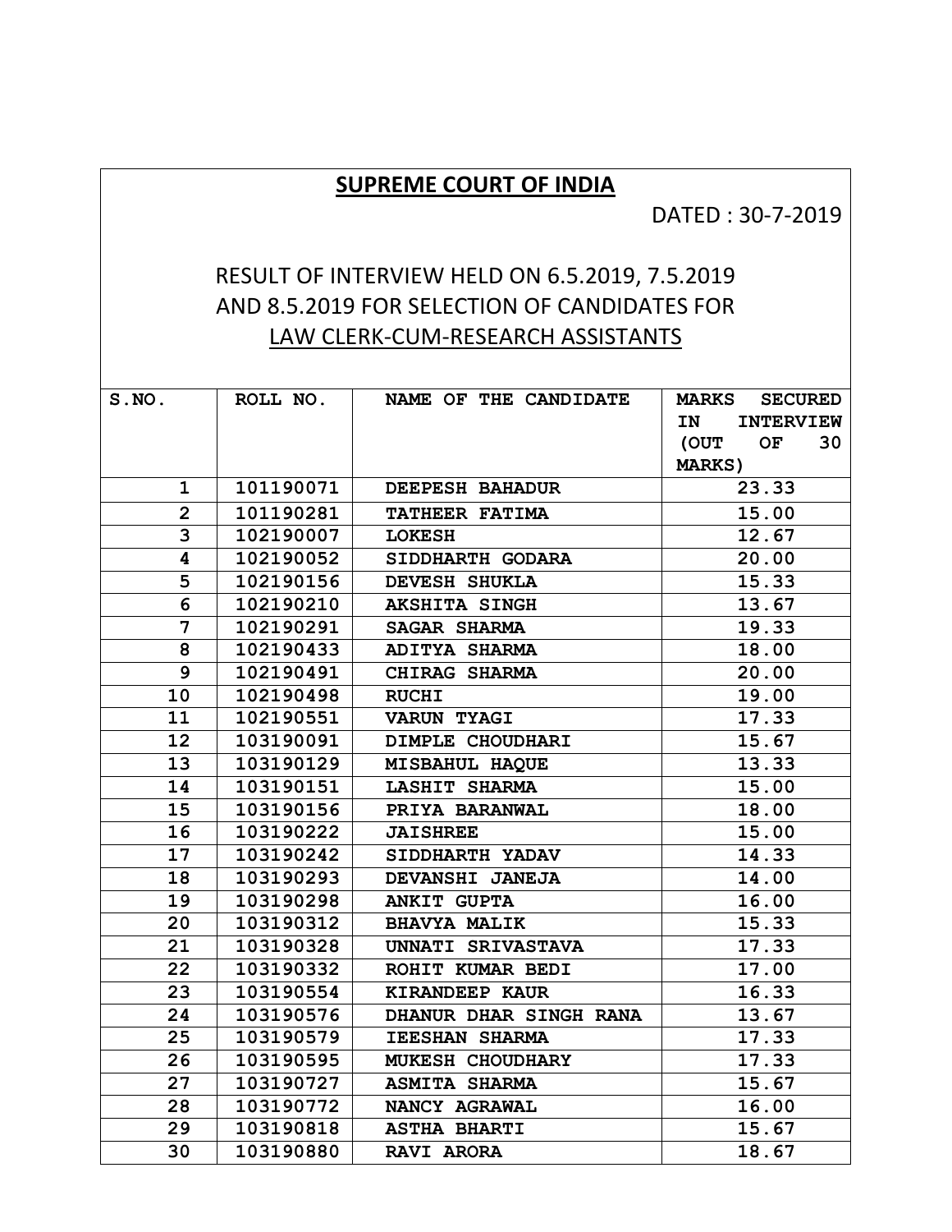## SUPREME COURT OF INDIA

DATED : 30-7-2019

## RESULT OF INTERVIEW HELD ON 6.5.2019, 7.5.2019 AND 8.5.2019 FOR SELECTION OF CANDIDATES FOR LAW CLERK-CUM-RESEARCH ASSISTANTS

| S.NO. | ROLL NO. | NAME OF THE CANDIDATE | MARKS SECURED IN INTERVIEW (OUT OF 30 MARKS) |
|---|---|---|---|
| 1 | 101190071 | DEEPESH BAHADUR | 23.33 |
| 2 | 101190281 | TATHEER FATIMA | 15.00 |
| 3 | 102190007 | LOKESH | 12.67 |
| 4 | 102190052 | SIDDHARTH GODARA | 20.00 |
| 5 | 102190156 | DEVESH SHUKLA | 15.33 |
| 6 | 102190210 | AKSHITA SINGH | 13.67 |
| 7 | 102190291 | SAGAR SHARMA | 19.33 |
| 8 | 102190433 | ADITYA SHARMA | 18.00 |
| 9 | 102190491 | CHIRAG SHARMA | 20.00 |
| 10 | 102190498 | RUCHI | 19.00 |
| 11 | 102190551 | VARUN TYAGI | 17.33 |
| 12 | 103190091 | DIMPLE CHOUDHARI | 15.67 |
| 13 | 103190129 | MISBAHUL HAQUE | 13.33 |
| 14 | 103190151 | LASHIT SHARMA | 15.00 |
| 15 | 103190156 | PRIYA BARANWAL | 18.00 |
| 16 | 103190222 | JAISHREE | 15.00 |
| 17 | 103190242 | SIDDHARTH YADAV | 14.33 |
| 18 | 103190293 | DEVANSHI JANEJA | 14.00 |
| 19 | 103190298 | ANKIT GUPTA | 16.00 |
| 20 | 103190312 | BHAVYA MALIK | 15.33 |
| 21 | 103190328 | UNNATI SRIVASTAVA | 17.33 |
| 22 | 103190332 | ROHIT KUMAR BEDI | 17.00 |
| 23 | 103190554 | KIRANDEEP KAUR | 16.33 |
| 24 | 103190576 | DHANUR DHAR SINGH RANA | 13.67 |
| 25 | 103190579 | IEESHAN SHARMA | 17.33 |
| 26 | 103190595 | MUKESH CHOUDHARY | 17.33 |
| 27 | 103190727 | ASMITA SHARMA | 15.67 |
| 28 | 103190772 | NANCY AGRAWAL | 16.00 |
| 29 | 103190818 | ASTHA BHARTI | 15.67 |
| 30 | 103190880 | RAVI ARORA | 18.67 |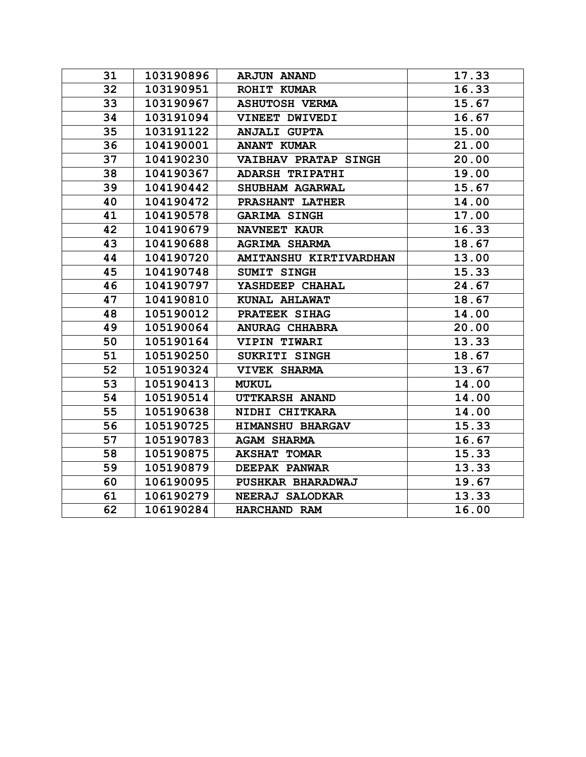| | | | |
|---|---|---|---|
| 31 | 103190896 | ARJUN ANAND | 17.33 |
| 32 | 103190951 | ROHIT KUMAR | 16.33 |
| 33 | 103190967 | ASHUTOSH VERMA | 15.67 |
| 34 | 103191094 | VINEET DWIVEDI | 16.67 |
| 35 | 103191122 | ANJALI GUPTA | 15.00 |
| 36 | 104190001 | ANANT KUMAR | 21.00 |
| 37 | 104190230 | VAIBHAV PRATAP SINGH | 20.00 |
| 38 | 104190367 | ADARSH TRIPATHI | 19.00 |
| 39 | 104190442 | SHUBHAM AGARWAL | 15.67 |
| 40 | 104190472 | PRASHANT LATHER | 14.00 |
| 41 | 104190578 | GARIMA SINGH | 17.00 |
| 42 | 104190679 | NAVNEET KAUR | 16.33 |
| 43 | 104190688 | AGRIMA SHARMA | 18.67 |
| 44 | 104190720 | AMITANSHU KIRTIVARDHAN | 13.00 |
| 45 | 104190748 | SUMIT SINGH | 15.33 |
| 46 | 104190797 | YASHDEEP CHAHAL | 24.67 |
| 47 | 104190810 | KUNAL AHLAWAT | 18.67 |
| 48 | 105190012 | PRATEEK SIHAG | 14.00 |
| 49 | 105190064 | ANURAG CHHABRA | 20.00 |
| 50 | 105190164 | VIPIN TIWARI | 13.33 |
| 51 | 105190250 | SUKRITI SINGH | 18.67 |
| 52 | 105190324 | VIVEK SHARMA | 13.67 |
| 53 | 105190413 | MUKUL | 14.00 |
| 54 | 105190514 | UTTKARSH ANAND | 14.00 |
| 55 | 105190638 | NIDHI CHITKARA | 14.00 |
| 56 | 105190725 | HIMANSHU BHARGAV | 15.33 |
| 57 | 105190783 | AGAM SHARMA | 16.67 |
| 58 | 105190875 | AKSHAT TOMAR | 15.33 |
| 59 | 105190879 | DEEPAK PANWAR | 13.33 |
| 60 | 106190095 | PUSHKAR BHARADWAJ | 19.67 |
| 61 | 106190279 | NEERAJ SALODKAR | 13.33 |
| 62 | 106190284 | HARCHAND RAM | 16.00 |